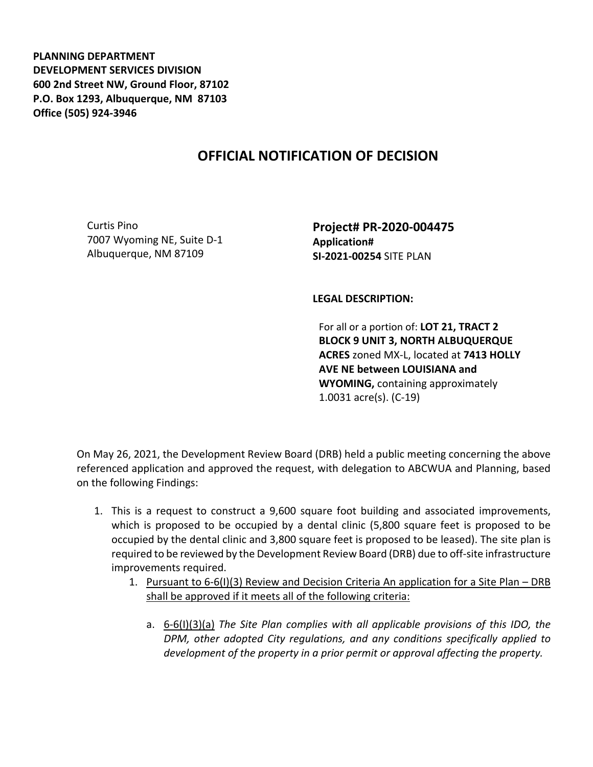**PLANNING DEPARTMENT**
**DEVELOPMENT SERVICES DIVISION**
**600 2nd Street NW, Ground Floor, 87102**
**P.O. Box 1293, Albuquerque, NM 87103**
**Office (505) 924-3946**

# OFFICIAL NOTIFICATION OF DECISION

Curtis Pino
7007 Wyoming NE, Suite D-1
Albuquerque, NM 87109

**Project# PR-2020-004475**
**Application#**
**SI-2021-00254** SITE PLAN

**LEGAL DESCRIPTION:**

For all or a portion of: **LOT 21, TRACT 2 BLOCK 9 UNIT 3, NORTH ALBUQUERQUE ACRES** zoned MX-L, located at **7413 HOLLY AVE NE between LOUISIANA and WYOMING,** containing approximately 1.0031 acre(s). (C-19)

On May 26, 2021, the Development Review Board (DRB) held a public meeting concerning the above referenced application and approved the request, with delegation to ABCWUA and Planning, based on the following Findings:

1. This is a request to construct a 9,600 square foot building and associated improvements, which is proposed to be occupied by a dental clinic (5,800 square feet is proposed to be occupied by the dental clinic and 3,800 square feet is proposed to be leased). The site plan is required to be reviewed by the Development Review Board (DRB) due to off-site infrastructure improvements required.
   1. Pursuant to 6-6(I)(3) Review and Decision Criteria An application for a Site Plan – DRB shall be approved if it meets all of the following criteria:
      a. 6-6(I)(3)(a) *The Site Plan complies with all applicable provisions of this IDO, the DPM, other adopted City regulations, and any conditions specifically applied to development of the property in a prior permit or approval affecting the property.*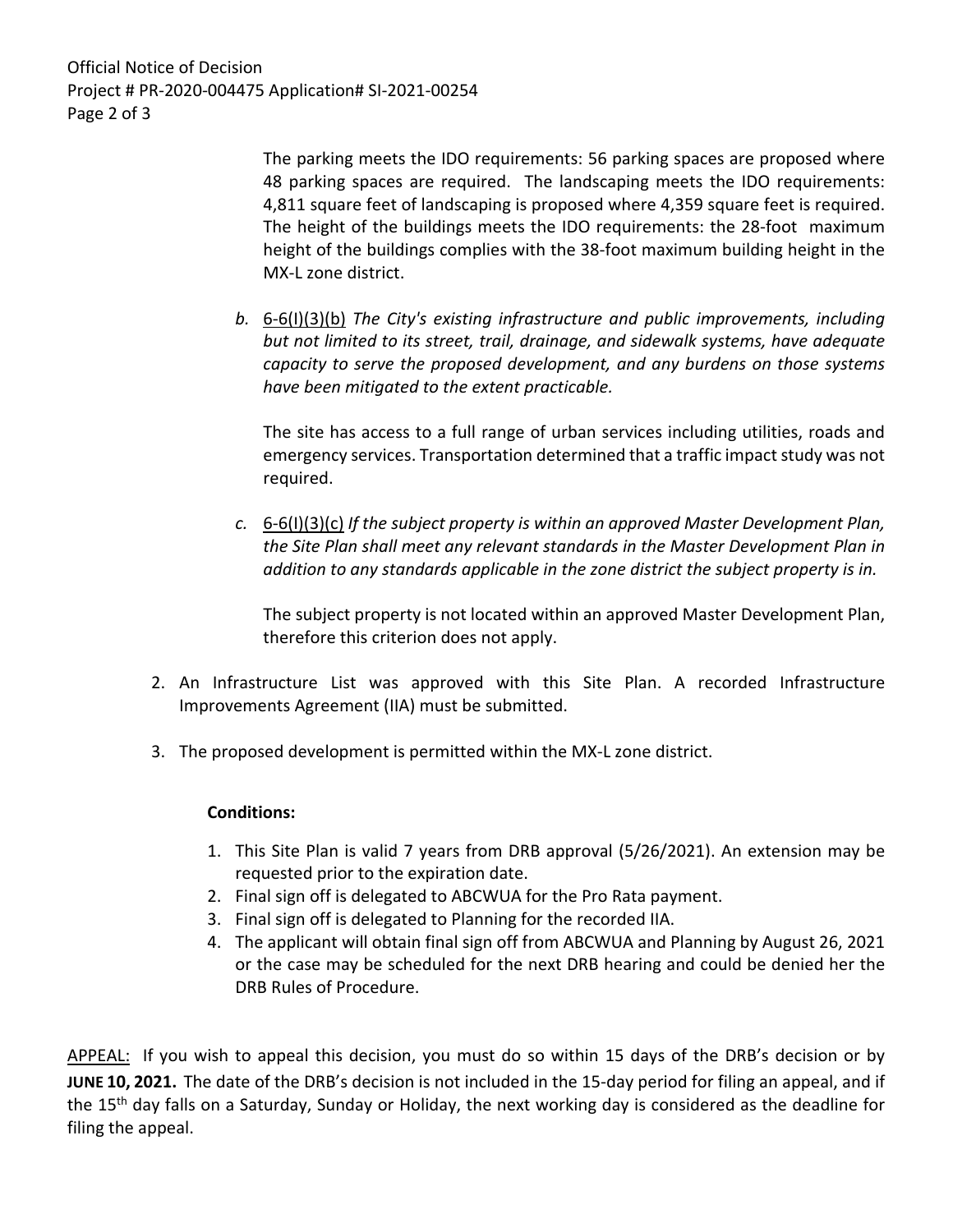The parking meets the IDO requirements: 56 parking spaces are proposed where 48 parking spaces are required. The landscaping meets the IDO requirements: 4,811 square feet of landscaping is proposed where 4,359 square feet is required. The height of the buildings meets the IDO requirements: the 28-foot maximum height of the buildings complies with the 38-foot maximum building height in the MX-L zone district.

*b.* 6-6(I)(3)(b) *The City's existing infrastructure and public improvements, including but not limited to its street, trail, drainage, and sidewalk systems, have adequate capacity to serve the proposed development, and any burdens on those systems have been mitigated to the extent practicable.*

The site has access to a full range of urban services including utilities, roads and emergency services. Transportation determined that a traffic impact study was not required.

*c.* 6-6(I)(3)(c) *If the subject property is within an approved Master Development Plan, the Site Plan shall meet any relevant standards in the Master Development Plan in addition to any standards applicable in the zone district the subject property is in.*

The subject property is not located within an approved Master Development Plan, therefore this criterion does not apply.

2. An Infrastructure List was approved with this Site Plan. A recorded Infrastructure Improvements Agreement (IIA) must be submitted.
3. The proposed development is permitted within the MX-L zone district.

**Conditions:**

1. This Site Plan is valid 7 years from DRB approval (5/26/2021). An extension may be requested prior to the expiration date.
2. Final sign off is delegated to ABCWUA for the Pro Rata payment.
3. Final sign off is delegated to Planning for the recorded IIA.
4. The applicant will obtain final sign off from ABCWUA and Planning by August 26, 2021 or the case may be scheduled for the next DRB hearing and could be denied her the DRB Rules of Procedure.

APPEAL: If you wish to appeal this decision, you must do so within 15 days of the DRB's decision or by **JUNE 10, 2021.** The date of the DRB's decision is not included in the 15-day period for filing an appeal, and if the 15th day falls on a Saturday, Sunday or Holiday, the next working day is considered as the deadline for filing the appeal.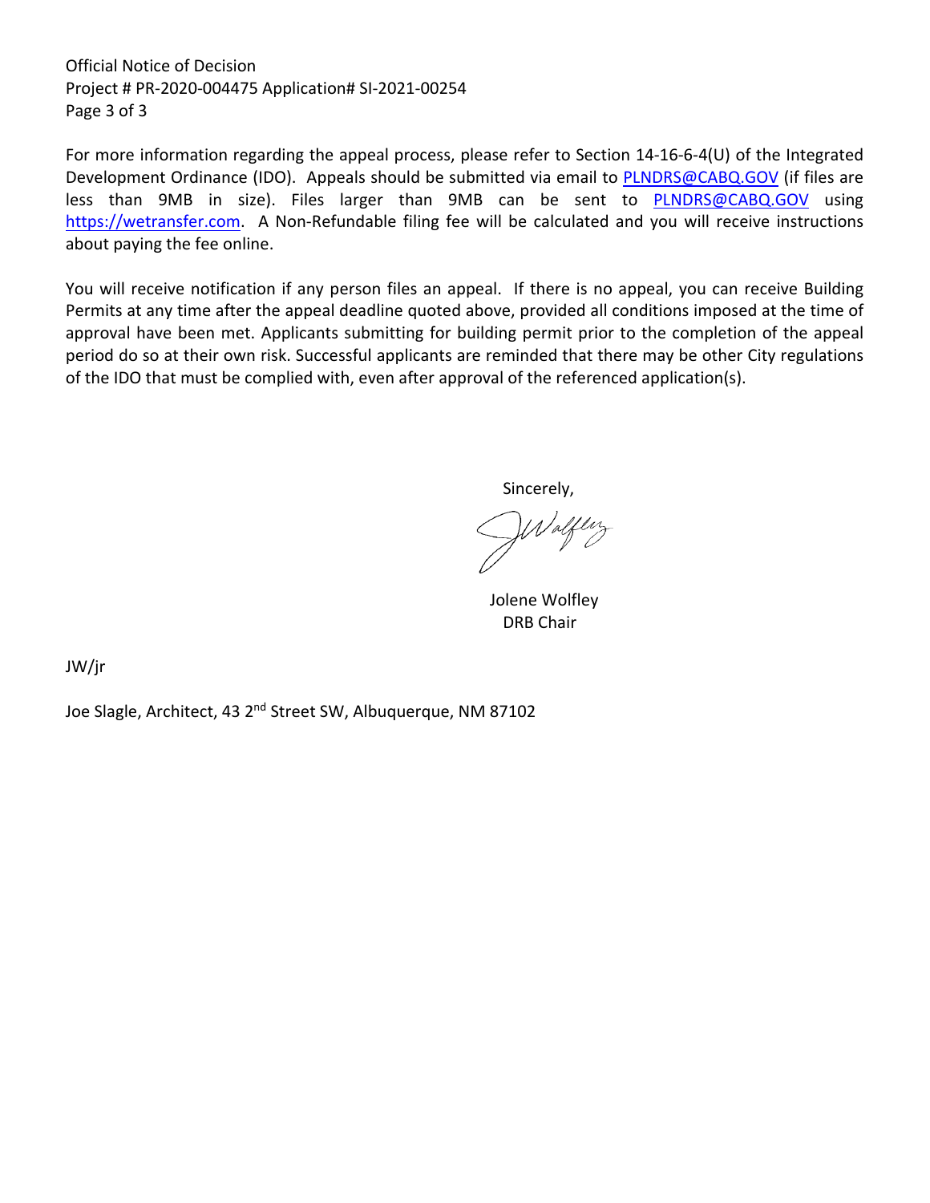For more information regarding the appeal process, please refer to Section 14-16-6-4(U) of the Integrated Development Ordinance (IDO). Appeals should be submitted via email to PLNDRS@CABQ.GOV (if files are less than 9MB in size). Files larger than 9MB can be sent to PLNDRS@CABQ.GOV using https://wetransfer.com. A Non-Refundable filing fee will be calculated and you will receive instructions about paying the fee online.

You will receive notification if any person files an appeal. If there is no appeal, you can receive Building Permits at any time after the appeal deadline quoted above, provided all conditions imposed at the time of approval have been met. Applicants submitting for building permit prior to the completion of the appeal period do so at their own risk. Successful applicants are reminded that there may be other City regulations of the IDO that must be complied with, even after approval of the referenced application(s).

Sincerely,

Jolene Wolfley
DRB Chair

JW/jr

Joe Slagle, Architect, 43 2nd Street SW, Albuquerque, NM 87102